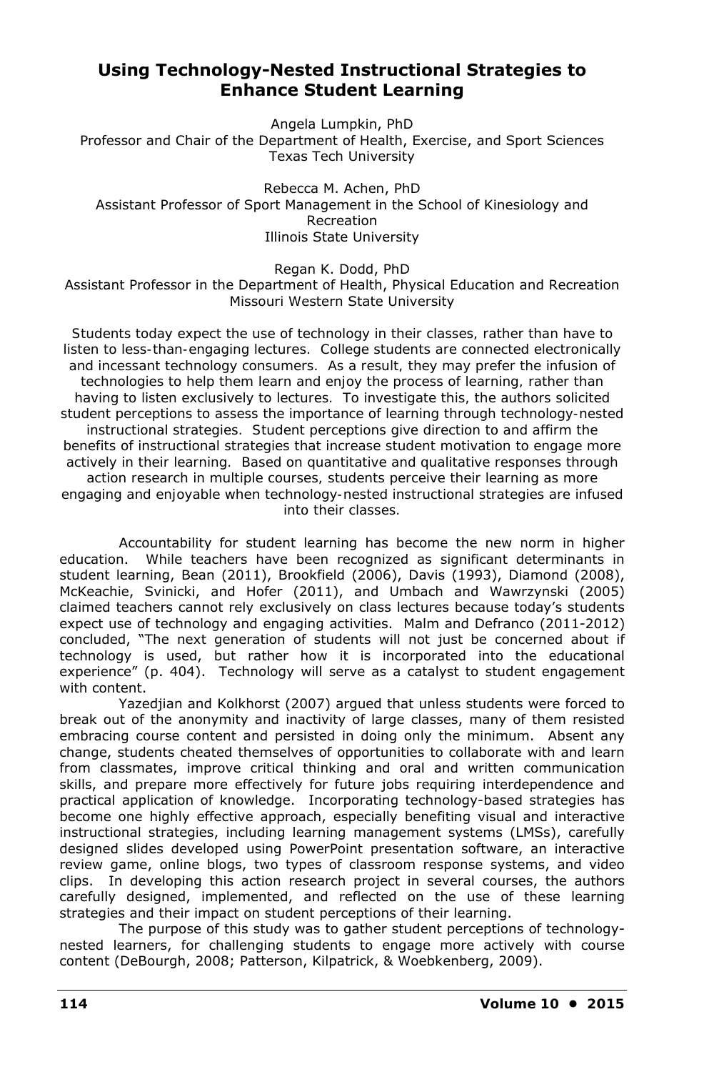# Using Technology-Nested Instructional Strategies to Enhance Student Learning

Angela Lumpkin, PhD
Professor and Chair of the Department of Health, Exercise, and Sport Sciences
Texas Tech University

Rebecca M. Achen, PhD
Assistant Professor of Sport Management in the School of Kinesiology and Recreation
Illinois State University

Regan K. Dodd, PhD
Assistant Professor in the Department of Health, Physical Education and Recreation
Missouri Western State University

Students today expect the use of technology in their classes, rather than have to listen to less-than-engaging lectures. College students are connected electronically and incessant technology consumers. As a result, they may prefer the infusion of technologies to help them learn and enjoy the process of learning, rather than having to listen exclusively to lectures. To investigate this, the authors solicited student perceptions to assess the importance of learning through technology-nested instructional strategies. Student perceptions give direction to and affirm the benefits of instructional strategies that increase student motivation to engage more actively in their learning. Based on quantitative and qualitative responses through action research in multiple courses, students perceive their learning as more engaging and enjoyable when technology-nested instructional strategies are infused into their classes.

Accountability for student learning has become the new norm in higher education. While teachers have been recognized as significant determinants in student learning, Bean (2011), Brookfield (2006), Davis (1993), Diamond (2008), McKeachie, Svinicki, and Hofer (2011), and Umbach and Wawrzynski (2005) claimed teachers cannot rely exclusively on class lectures because today's students expect use of technology and engaging activities. Malm and Defranco (2011-2012) concluded, "The next generation of students will not just be concerned about if technology is used, but rather how it is incorporated into the educational experience" (p. 404). Technology will serve as a catalyst to student engagement with content.

Yazedjian and Kolkhorst (2007) argued that unless students were forced to break out of the anonymity and inactivity of large classes, many of them resisted embracing course content and persisted in doing only the minimum. Absent any change, students cheated themselves of opportunities to collaborate with and learn from classmates, improve critical thinking and oral and written communication skills, and prepare more effectively for future jobs requiring interdependence and practical application of knowledge. Incorporating technology-based strategies has become one highly effective approach, especially benefiting visual and interactive instructional strategies, including learning management systems (LMSs), carefully designed slides developed using PowerPoint presentation software, an interactive review game, online blogs, two types of classroom response systems, and video clips. In developing this action research project in several courses, the authors carefully designed, implemented, and reflected on the use of these learning strategies and their impact on student perceptions of their learning.

The purpose of this study was to gather student perceptions of technology-nested learners, for challenging students to engage more actively with course content (DeBourgh, 2008; Patterson, Kilpatrick, & Woebkenberg, 2009).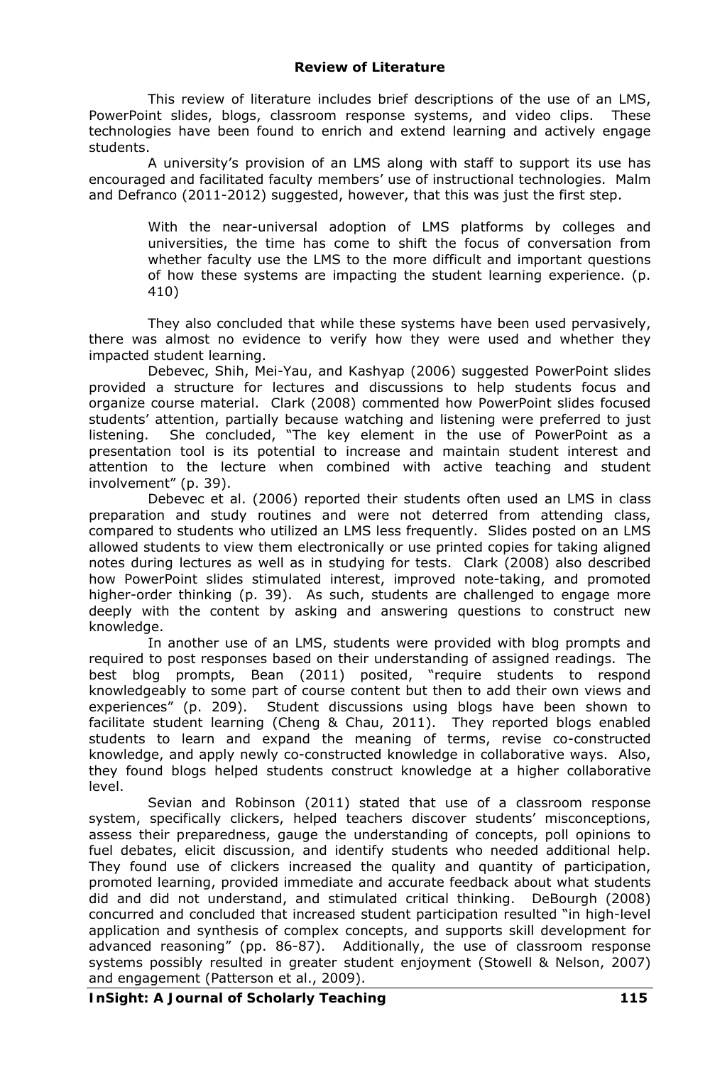## Review of Literature

This review of literature includes brief descriptions of the use of an LMS, PowerPoint slides, blogs, classroom response systems, and video clips. These technologies have been found to enrich and extend learning and actively engage students.

A university's provision of an LMS along with staff to support its use has encouraged and facilitated faculty members' use of instructional technologies. Malm and Defranco (2011-2012) suggested, however, that this was just the first step.

> With the near-universal adoption of LMS platforms by colleges and universities, the time has come to shift the focus of conversation from whether faculty use the LMS to the more difficult and important questions of how these systems are impacting the student learning experience. (p. 410)

They also concluded that while these systems have been used pervasively, there was almost no evidence to verify how they were used and whether they impacted student learning.

Debevec, Shih, Mei-Yau, and Kashyap (2006) suggested PowerPoint slides provided a structure for lectures and discussions to help students focus and organize course material. Clark (2008) commented how PowerPoint slides focused students' attention, partially because watching and listening were preferred to just listening. She concluded, "The key element in the use of PowerPoint as a presentation tool is its potential to increase and maintain student interest and attention to the lecture when combined with active teaching and student involvement" (p. 39).

Debevec et al. (2006) reported their students often used an LMS in class preparation and study routines and were not deterred from attending class, compared to students who utilized an LMS less frequently. Slides posted on an LMS allowed students to view them electronically or use printed copies for taking aligned notes during lectures as well as in studying for tests. Clark (2008) also described how PowerPoint slides stimulated interest, improved note-taking, and promoted higher-order thinking (p. 39). As such, students are challenged to engage more deeply with the content by asking and answering questions to construct new knowledge.

In another use of an LMS, students were provided with blog prompts and required to post responses based on their understanding of assigned readings. The best blog prompts, Bean (2011) posited, "require students to respond knowledgeably to some part of course content but then to add their own views and experiences" (p. 209). Student discussions using blogs have been shown to facilitate student learning (Cheng & Chau, 2011). They reported blogs enabled students to learn and expand the meaning of terms, revise co-constructed knowledge, and apply newly co-constructed knowledge in collaborative ways. Also, they found blogs helped students construct knowledge at a higher collaborative level.

Sevian and Robinson (2011) stated that use of a classroom response system, specifically clickers, helped teachers discover students' misconceptions, assess their preparedness, gauge the understanding of concepts, poll opinions to fuel debates, elicit discussion, and identify students who needed additional help. They found use of clickers increased the quality and quantity of participation, promoted learning, provided immediate and accurate feedback about what students did and did not understand, and stimulated critical thinking. DeBourgh (2008) concurred and concluded that increased student participation resulted "in high-level application and synthesis of complex concepts, and supports skill development for advanced reasoning" (pp. 86-87). Additionally, the use of classroom response systems possibly resulted in greater student enjoyment (Stowell & Nelson, 2007) and engagement (Patterson et al., 2009).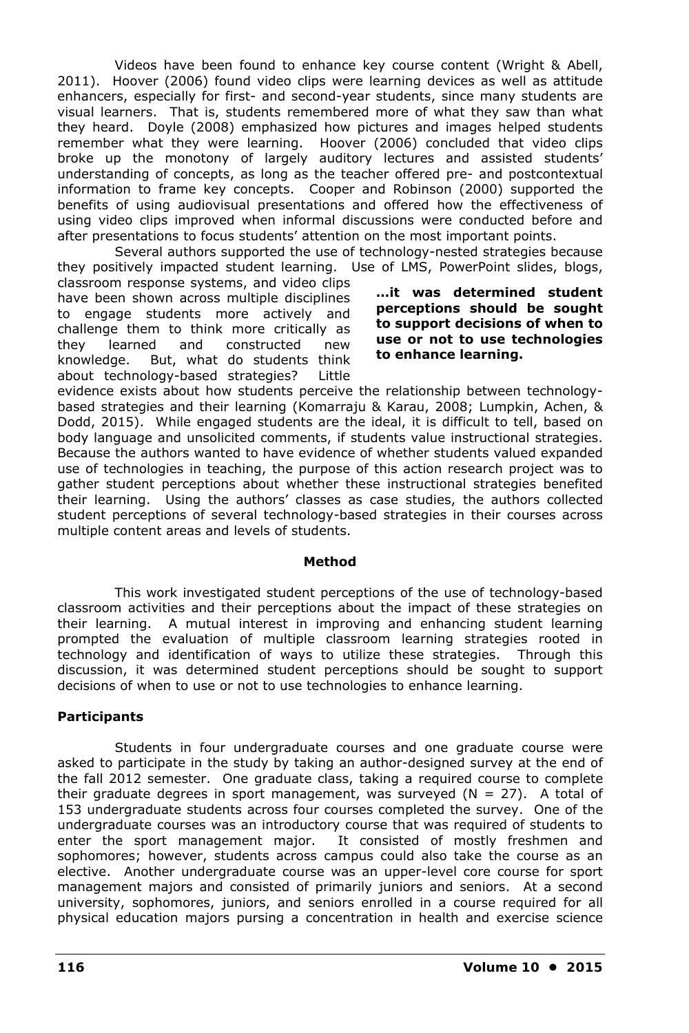Videos have been found to enhance key course content (Wright & Abell, 2011). Hoover (2006) found video clips were learning devices as well as attitude enhancers, especially for first- and second-year students, since many students are visual learners. That is, students remembered more of what they saw than what they heard. Doyle (2008) emphasized how pictures and images helped students remember what they were learning. Hoover (2006) concluded that video clips broke up the monotony of largely auditory lectures and assisted students' understanding of concepts, as long as the teacher offered pre- and postcontextual information to frame key concepts. Cooper and Robinson (2000) supported the benefits of using audiovisual presentations and offered how the effectiveness of using video clips improved when informal discussions were conducted before and after presentations to focus students' attention on the most important points.

Several authors supported the use of technology-nested strategies because they positively impacted student learning. Use of LMS, PowerPoint slides, blogs, classroom response systems, and video clips have been shown across multiple disciplines to engage students more actively and challenge them to think more critically as they learned and constructed new knowledge. But, what do students think about technology-based strategies? Little evidence exists about how students perceive the relationship between technology-based strategies and their learning (Komarraju & Karau, 2008; Lumpkin, Achen, & Dodd, 2015). While engaged students are the ideal, it is difficult to tell, based on body language and unsolicited comments, if students value instructional strategies. Because the authors wanted to have evidence of whether students valued expanded use of technologies in teaching, the purpose of this action research project was to gather student perceptions about whether these instructional strategies benefited their learning. Using the authors' classes as case studies, the authors collected student perceptions of several technology-based strategies in their courses across multiple content areas and levels of students.

**...it was determined student perceptions should be sought to support decisions of when to use or not to use technologies to enhance learning.**

## Method

This work investigated student perceptions of the use of technology-based classroom activities and their perceptions about the impact of these strategies on their learning. A mutual interest in improving and enhancing student learning prompted the evaluation of multiple classroom learning strategies rooted in technology and identification of ways to utilize these strategies. Through this discussion, it was determined student perceptions should be sought to support decisions of when to use or not to use technologies to enhance learning.

### Participants

Students in four undergraduate courses and one graduate course were asked to participate in the study by taking an author-designed survey at the end of the fall 2012 semester. One graduate class, taking a required course to complete their graduate degrees in sport management, was surveyed ($N = 27$). A total of 153 undergraduate students across four courses completed the survey. One of the undergraduate courses was an introductory course that was required of students to enter the sport management major. It consisted of mostly freshmen and sophomores; however, students across campus could also take the course as an elective. Another undergraduate course was an upper-level core course for sport management majors and consisted of primarily juniors and seniors. At a second university, sophomores, juniors, and seniors enrolled in a course required for all physical education majors pursing a concentration in health and exercise science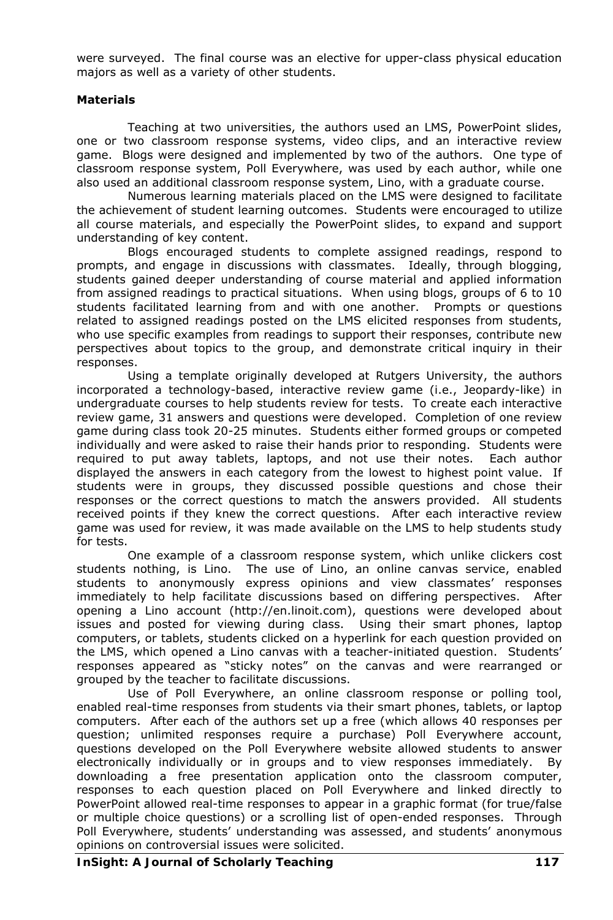were surveyed. The final course was an elective for upper-class physical education majors as well as a variety of other students.

**Materials**

Teaching at two universities, the authors used an LMS, PowerPoint slides, one or two classroom response systems, video clips, and an interactive review game. Blogs were designed and implemented by two of the authors. One type of classroom response system, Poll Everywhere, was used by each author, while one also used an additional classroom response system, Lino, with a graduate course.

Numerous learning materials placed on the LMS were designed to facilitate the achievement of student learning outcomes. Students were encouraged to utilize all course materials, and especially the PowerPoint slides, to expand and support understanding of key content.

Blogs encouraged students to complete assigned readings, respond to prompts, and engage in discussions with classmates. Ideally, through blogging, students gained deeper understanding of course material and applied information from assigned readings to practical situations. When using blogs, groups of 6 to 10 students facilitated learning from and with one another. Prompts or questions related to assigned readings posted on the LMS elicited responses from students, who use specific examples from readings to support their responses, contribute new perspectives about topics to the group, and demonstrate critical inquiry in their responses.

Using a template originally developed at Rutgers University, the authors incorporated a technology-based, interactive review game (i.e., Jeopardy-like) in undergraduate courses to help students review for tests. To create each interactive review game, 31 answers and questions were developed. Completion of one review game during class took 20-25 minutes. Students either formed groups or competed individually and were asked to raise their hands prior to responding. Students were required to put away tablets, laptops, and not use their notes. Each author displayed the answers in each category from the lowest to highest point value. If students were in groups, they discussed possible questions and chose their responses or the correct questions to match the answers provided. All students received points if they knew the correct questions. After each interactive review game was used for review, it was made available on the LMS to help students study for tests.

One example of a classroom response system, which unlike clickers cost students nothing, is Lino. The use of Lino, an online canvas service, enabled students to anonymously express opinions and view classmates' responses immediately to help facilitate discussions based on differing perspectives. After opening a Lino account (http://en.linoit.com), questions were developed about issues and posted for viewing during class. Using their smart phones, laptop computers, or tablets, students clicked on a hyperlink for each question provided on the LMS, which opened a Lino canvas with a teacher-initiated question. Students' responses appeared as "sticky notes" on the canvas and were rearranged or grouped by the teacher to facilitate discussions.

Use of Poll Everywhere, an online classroom response or polling tool, enabled real-time responses from students via their smart phones, tablets, or laptop computers. After each of the authors set up a free (which allows 40 responses per question; unlimited responses require a purchase) Poll Everywhere account, questions developed on the Poll Everywhere website allowed students to answer electronically individually or in groups and to view responses immediately. By downloading a free presentation application onto the classroom computer, responses to each question placed on Poll Everywhere and linked directly to PowerPoint allowed real-time responses to appear in a graphic format (for true/false or multiple choice questions) or a scrolling list of open-ended responses. Through Poll Everywhere, students' understanding was assessed, and students' anonymous opinions on controversial issues were solicited.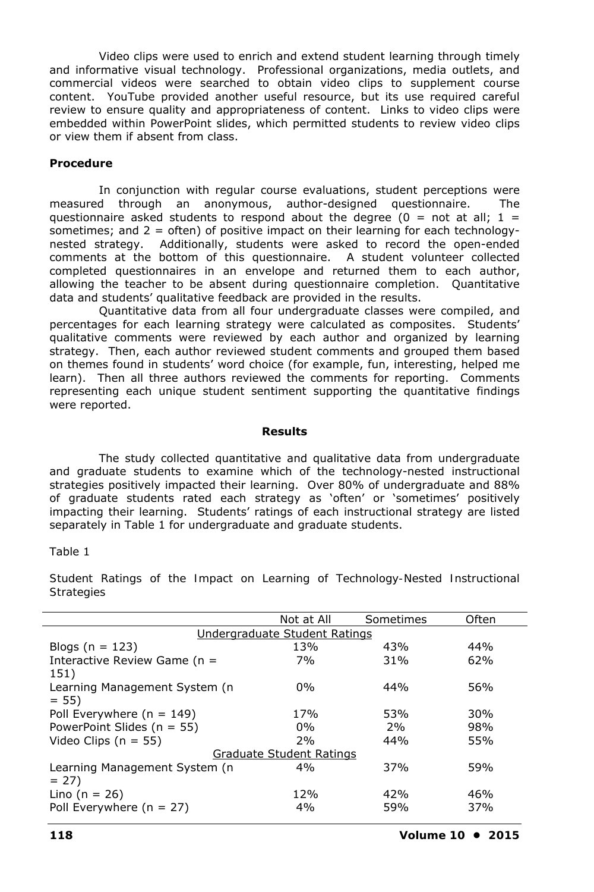Video clips were used to enrich and extend student learning through timely and informative visual technology. Professional organizations, media outlets, and commercial videos were searched to obtain video clips to supplement course content. YouTube provided another useful resource, but its use required careful review to ensure quality and appropriateness of content. Links to video clips were embedded within PowerPoint slides, which permitted students to review video clips or view them if absent from class.

### Procedure

In conjunction with regular course evaluations, student perceptions were measured through an anonymous, author-designed questionnaire. The questionnaire asked students to respond about the degree (0 = not at all; 1 = sometimes; and 2 = often) of positive impact on their learning for each technology-nested strategy. Additionally, students were asked to record the open-ended comments at the bottom of this questionnaire. A student volunteer collected completed questionnaires in an envelope and returned them to each author, allowing the teacher to be absent during questionnaire completion. Quantitative data and students' qualitative feedback are provided in the results.

Quantitative data from all four undergraduate classes were compiled, and percentages for each learning strategy were calculated as composites. Students' qualitative comments were reviewed by each author and organized by learning strategy. Then, each author reviewed student comments and grouped them based on themes found in students' word choice (for example, fun, interesting, helped me learn). Then all three authors reviewed the comments for reporting. Comments representing each unique student sentiment supporting the quantitative findings were reported.

## Results

The study collected quantitative and qualitative data from undergraduate and graduate students to examine which of the technology-nested instructional strategies positively impacted their learning. Over 80% of undergraduate and 88% of graduate students rated each strategy as 'often' or 'sometimes' positively impacting their learning. Students' ratings of each instructional strategy are listed separately in Table 1 for undergraduate and graduate students.

Table 1

Student Ratings of the Impact on Learning of Technology-Nested Instructional Strategies

| | Not at All | Sometimes | Often |
|---|---|---|---|
| | Undergraduate Student Ratings | | |
| Blogs (n = 123) | 13% | 43% | 44% |
| Interactive Review Game (n = 151) | 7% | 31% | 62% |
| Learning Management System (n = 55) | 0% | 44% | 56% |
| Poll Everywhere (n = 149) | 17% | 53% | 30% |
| PowerPoint Slides (n = 55) | 0% | 2% | 98% |
| Video Clips (n = 55) | 2% | 44% | 55% |
| | Graduate Student Ratings | | |
| Learning Management System (n = 27) | 4% | 37% | 59% |
| Lino (n = 26) | 12% | 42% | 46% |
| Poll Everywhere (n = 27) | 4% | 59% | 37% |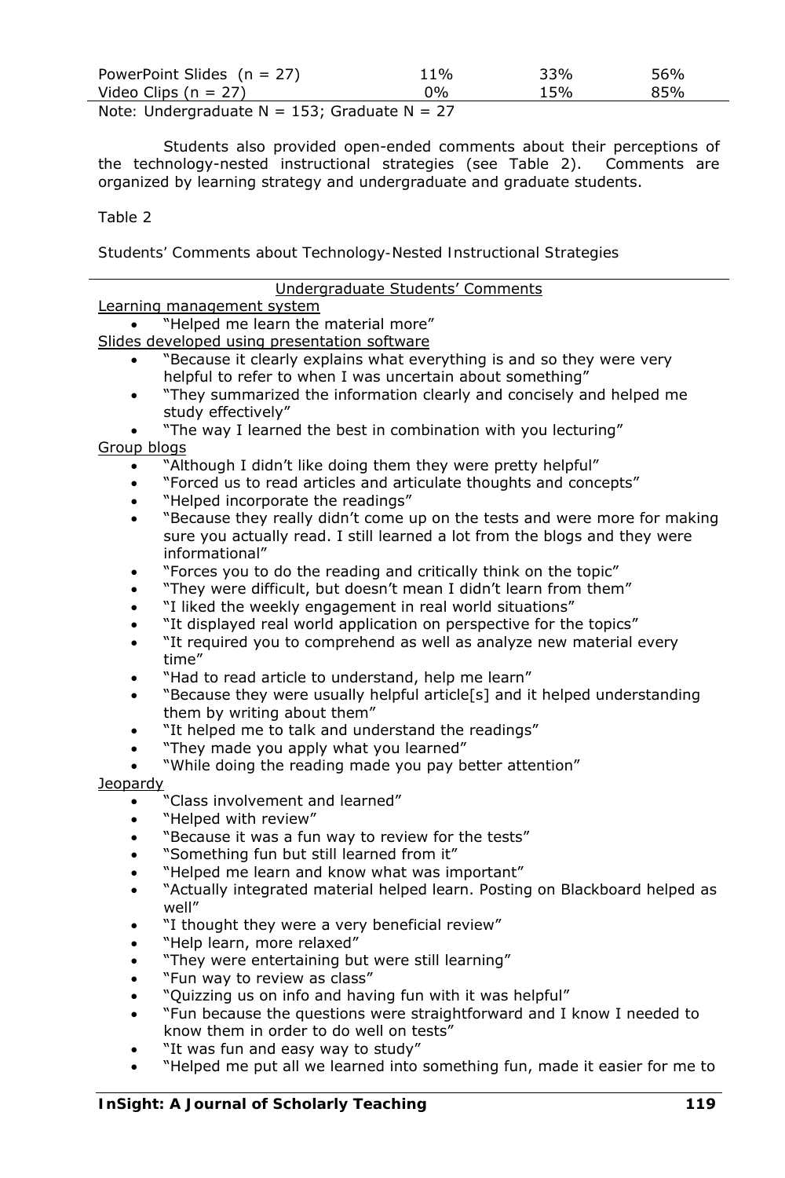| | | | |
|---|---|---|---|
| PowerPoint Slides (n = 27) | 11% | 33% | 56% |
| Video Clips (n = 27) | 0% | 15% | 85% |

Note: Undergraduate N = 153; Graduate N = 27

Students also provided open-ended comments about their perceptions of the technology-nested instructional strategies (see Table 2). Comments are organized by learning strategy and undergraduate and graduate students.

Table 2

*Students' Comments about Technology-Nested Instructional Strategies*

Undergraduate Students' Comments

Learning management system

- "Helped me learn the material more"

Slides developed using presentation software

- "Because it clearly explains what everything is and so they were very helpful to refer to when I was uncertain about something"
- "They summarized the information clearly and concisely and helped me study effectively"
- "The way I learned the best in combination with you lecturing"

Group blogs

- "Although I didn't like doing them they were pretty helpful"
- "Forced us to read articles and articulate thoughts and concepts"
- "Helped incorporate the readings"
- "Because they really didn't come up on the tests and were more for making sure you actually read. I still learned a lot from the blogs and they were informational"
- "Forces you to do the reading and critically think on the topic"
- "They were difficult, but doesn't mean I didn't learn from them"
- "I liked the weekly engagement in real world situations"
- "It displayed real world application on perspective for the topics"
- "It required you to comprehend as well as analyze new material every time"
- "Had to read article to understand, help me learn"
- "Because they were usually helpful article[s] and it helped understanding them by writing about them"
- "It helped me to talk and understand the readings"
- "They made you apply what you learned"
- "While doing the reading made you pay better attention"

Jeopardy

- "Class involvement and learned"
- "Helped with review"
- "Because it was a fun way to review for the tests"
- "Something fun but still learned from it"
- "Helped me learn and know what was important"
- "Actually integrated material helped learn. Posting on Blackboard helped as well"
- "I thought they were a very beneficial review"
- "Help learn, more relaxed"
- "They were entertaining but were still learning"
- "Fun way to review as class"
- "Quizzing us on info and having fun with it was helpful"
- "Fun because the questions were straightforward and I know I needed to know them in order to do well on tests"
- "It was fun and easy way to study"
- "Helped me put all we learned into something fun, made it easier for me to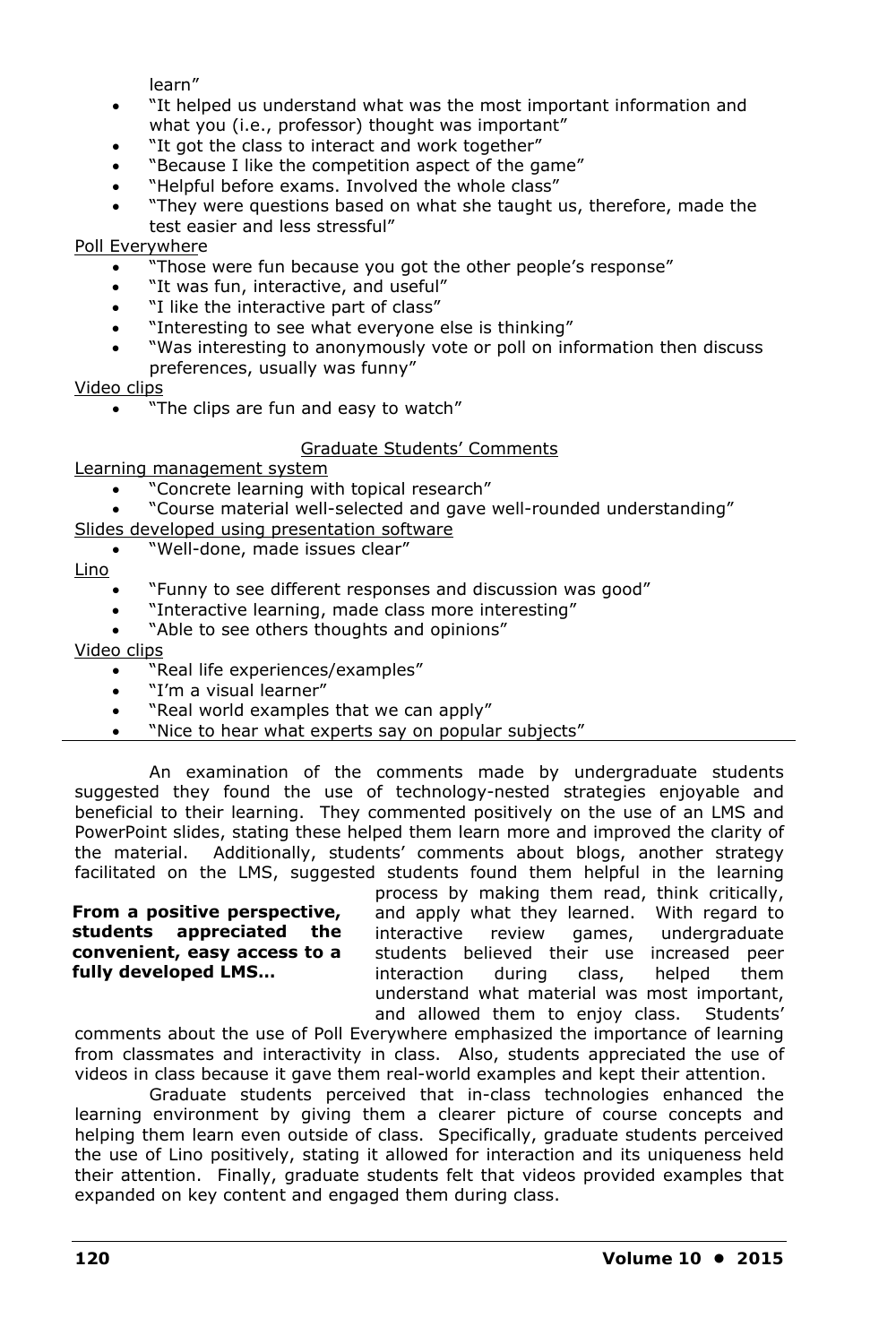learn"

- "It helped us understand what was the most important information and what you (i.e., professor) thought was important"
- "It got the class to interact and work together"
- "Because I like the competition aspect of the game"
- "Helpful before exams. Involved the whole class"
- "They were questions based on what she taught us, therefore, made the test easier and less stressful"

Poll Everywhere

- "Those were fun because you got the other people's response"
- "It was fun, interactive, and useful"
- "I like the interactive part of class"
- "Interesting to see what everyone else is thinking"
- "Was interesting to anonymously vote or poll on information then discuss preferences, usually was funny"

Video clips

- "The clips are fun and easy to watch"

Graduate Students' Comments

Learning management system

- "Concrete learning with topical research"
- "Course material well-selected and gave well-rounded understanding"

Slides developed using presentation software

- "Well-done, made issues clear"

Lino

- "Funny to see different responses and discussion was good"
- "Interactive learning, made class more interesting"
- "Able to see others thoughts and opinions"

Video clips

- "Real life experiences/examples"
- "I'm a visual learner"
- "Real world examples that we can apply"
- "Nice to hear what experts say on popular subjects"

---

An examination of the comments made by undergraduate students suggested they found the use of technology-nested strategies enjoyable and beneficial to their learning. They commented positively on the use of an LMS and PowerPoint slides, stating these helped them learn more and improved the clarity of the material. Additionally, students' comments about blogs, another strategy facilitated on the LMS, suggested students found them helpful in the learning process by making them read, think critically, and apply what they learned. With regard to interactive review games, undergraduate students believed their use increased peer interaction during class, helped them understand what material was most important, and allowed them to enjoy class. Students' comments about the use of Poll Everywhere emphasized the importance of learning from classmates and interactivity in class. Also, students appreciated the use of videos in class because it gave them real-world examples and kept their attention.

**From a positive perspective, students appreciated the convenient, easy access to a fully developed LMS…**

Graduate students perceived that in-class technologies enhanced the learning environment by giving them a clearer picture of course concepts and helping them learn even outside of class. Specifically, graduate students perceived the use of Lino positively, stating it allowed for interaction and its uniqueness held their attention. Finally, graduate students felt that videos provided examples that expanded on key content and engaged them during class.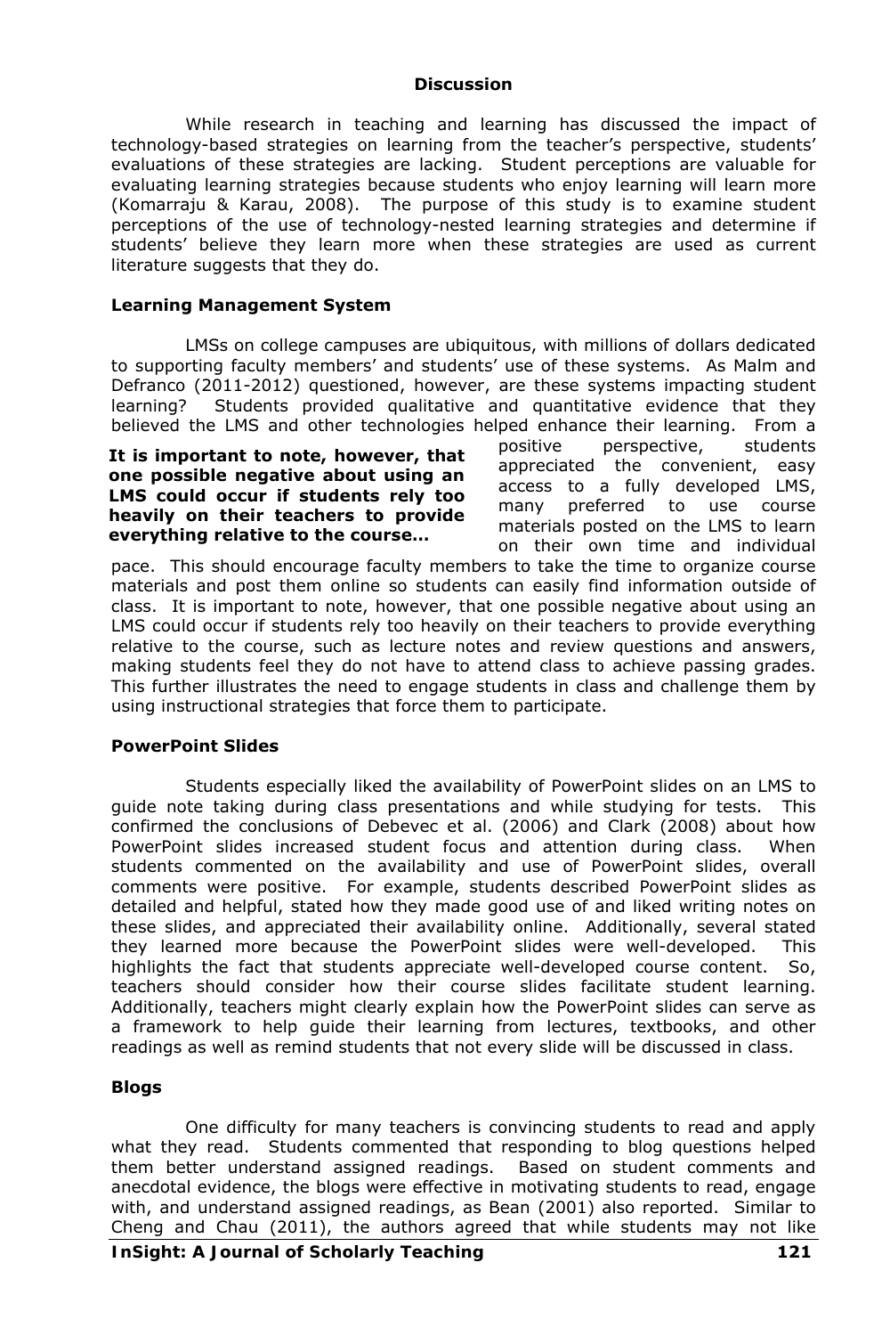## Discussion

While research in teaching and learning has discussed the impact of technology-based strategies on learning from the teacher's perspective, students' evaluations of these strategies are lacking. Student perceptions are valuable for evaluating learning strategies because students who enjoy learning will learn more (Komarraju & Karau, 2008). The purpose of this study is to examine student perceptions of the use of technology-nested learning strategies and determine if students' believe they learn more when these strategies are used as current literature suggests that they do.

### Learning Management System

LMSs on college campuses are ubiquitous, with millions of dollars dedicated to supporting faculty members' and students' use of these systems. As Malm and Defranco (2011-2012) questioned, however, are these systems impacting student learning? Students provided qualitative and quantitative evidence that they believed the LMS and other technologies helped enhance their learning. From a positive perspective, students appreciated the convenient, easy access to a fully developed LMS, many preferred to use course materials posted on the LMS to learn on their own time and individual pace. This should encourage faculty members to take the time to organize course materials and post them online so students can easily find information outside of class. It is important to note, however, that one possible negative about using an LMS could occur if students rely too heavily on their teachers to provide everything relative to the course, such as lecture notes and review questions and answers, making students feel they do not have to attend class to achieve passing grades. This further illustrates the need to engage students in class and challenge them by using instructional strategies that force them to participate.

> **It is important to note, however, that one possible negative about using an LMS could occur if students rely too heavily on their teachers to provide everything relative to the course…**

### PowerPoint Slides

Students especially liked the availability of PowerPoint slides on an LMS to guide note taking during class presentations and while studying for tests. This confirmed the conclusions of Debevec et al. (2006) and Clark (2008) about how PowerPoint slides increased student focus and attention during class. When students commented on the availability and use of PowerPoint slides, overall comments were positive. For example, students described PowerPoint slides as detailed and helpful, stated how they made good use of and liked writing notes on these slides, and appreciated their availability online. Additionally, several stated they learned more because the PowerPoint slides were well-developed. This highlights the fact that students appreciate well-developed course content. So, teachers should consider how their course slides facilitate student learning. Additionally, teachers might clearly explain how the PowerPoint slides can serve as a framework to help guide their learning from lectures, textbooks, and other readings as well as remind students that not every slide will be discussed in class.

### Blogs

One difficulty for many teachers is convincing students to read and apply what they read. Students commented that responding to blog questions helped them better understand assigned readings. Based on student comments and anecdotal evidence, the blogs were effective in motivating students to read, engage with, and understand assigned readings, as Bean (2001) also reported. Similar to Cheng and Chau (2011), the authors agreed that while students may not like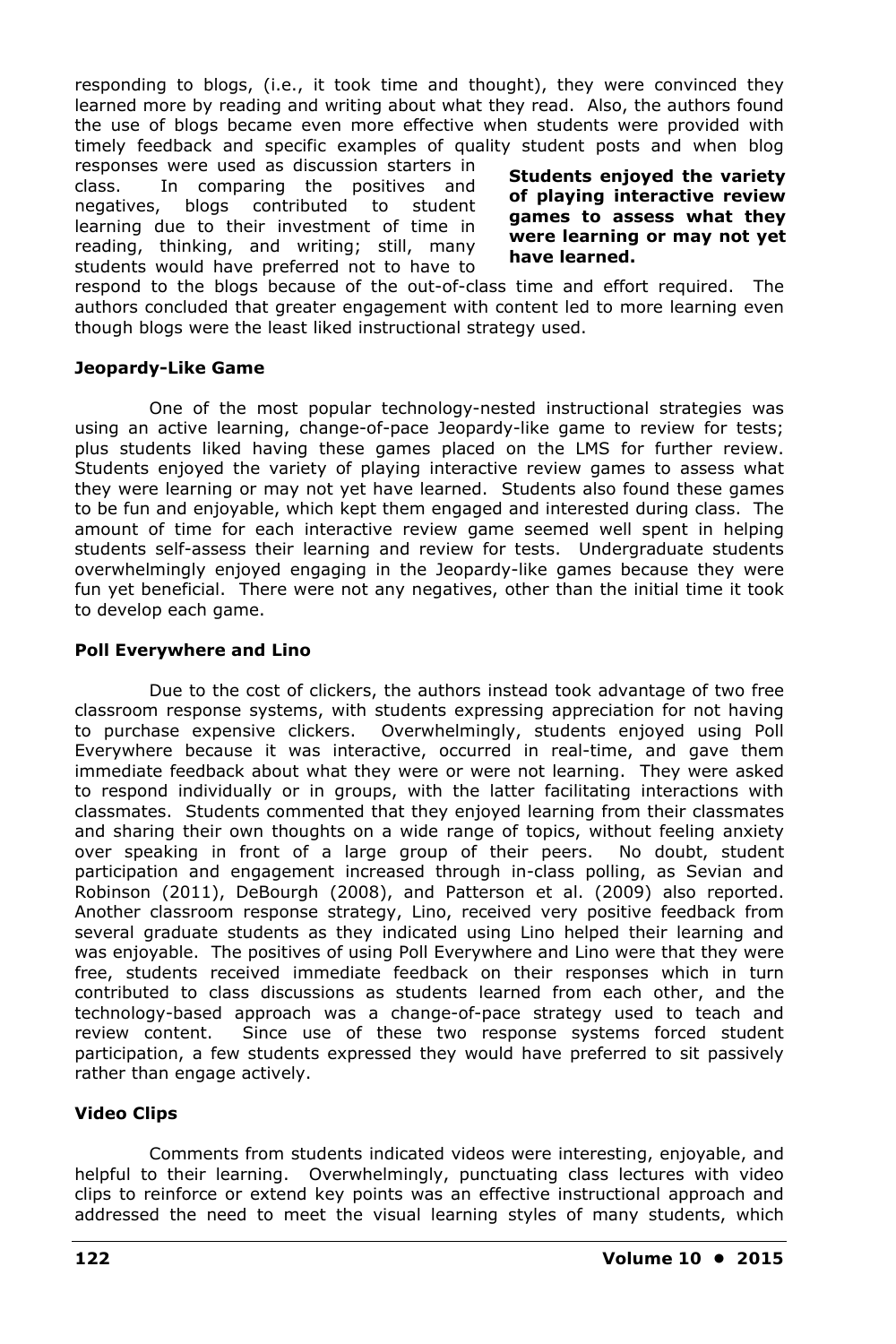responding to blogs, (i.e., it took time and thought), they were convinced they learned more by reading and writing about what they read. Also, the authors found the use of blogs became even more effective when students were provided with timely feedback and specific examples of quality student posts and when blog responses were used as discussion starters in class. In comparing the positives and negatives, blogs contributed to student learning due to their investment of time in reading, thinking, and writing; still, many students would have preferred not to have to respond to the blogs because of the out-of-class time and effort required. The authors concluded that greater engagement with content led to more learning even though blogs were the least liked instructional strategy used.

**Students enjoyed the variety of playing interactive review games to assess what they were learning or may not yet have learned.**

### Jeopardy-Like Game

One of the most popular technology-nested instructional strategies was using an active learning, change-of-pace Jeopardy-like game to review for tests; plus students liked having these games placed on the LMS for further review. Students enjoyed the variety of playing interactive review games to assess what they were learning or may not yet have learned. Students also found these games to be fun and enjoyable, which kept them engaged and interested during class. The amount of time for each interactive review game seemed well spent in helping students self-assess their learning and review for tests. Undergraduate students overwhelmingly enjoyed engaging in the Jeopardy-like games because they were fun yet beneficial. There were not any negatives, other than the initial time it took to develop each game.

### Poll Everywhere and Lino

Due to the cost of clickers, the authors instead took advantage of two free classroom response systems, with students expressing appreciation for not having to purchase expensive clickers. Overwhelmingly, students enjoyed using Poll Everywhere because it was interactive, occurred in real-time, and gave them immediate feedback about what they were or were not learning. They were asked to respond individually or in groups, with the latter facilitating interactions with classmates. Students commented that they enjoyed learning from their classmates and sharing their own thoughts on a wide range of topics, without feeling anxiety over speaking in front of a large group of their peers. No doubt, student participation and engagement increased through in-class polling, as Sevian and Robinson (2011), DeBourgh (2008), and Patterson et al. (2009) also reported. Another classroom response strategy, Lino, received very positive feedback from several graduate students as they indicated using Lino helped their learning and was enjoyable. The positives of using Poll Everywhere and Lino were that they were free, students received immediate feedback on their responses which in turn contributed to class discussions as students learned from each other, and the technology-based approach was a change-of-pace strategy used to teach and review content. Since use of these two response systems forced student participation, a few students expressed they would have preferred to sit passively rather than engage actively.

### Video Clips

Comments from students indicated videos were interesting, enjoyable, and helpful to their learning. Overwhelmingly, punctuating class lectures with video clips to reinforce or extend key points was an effective instructional approach and addressed the need to meet the visual learning styles of many students, which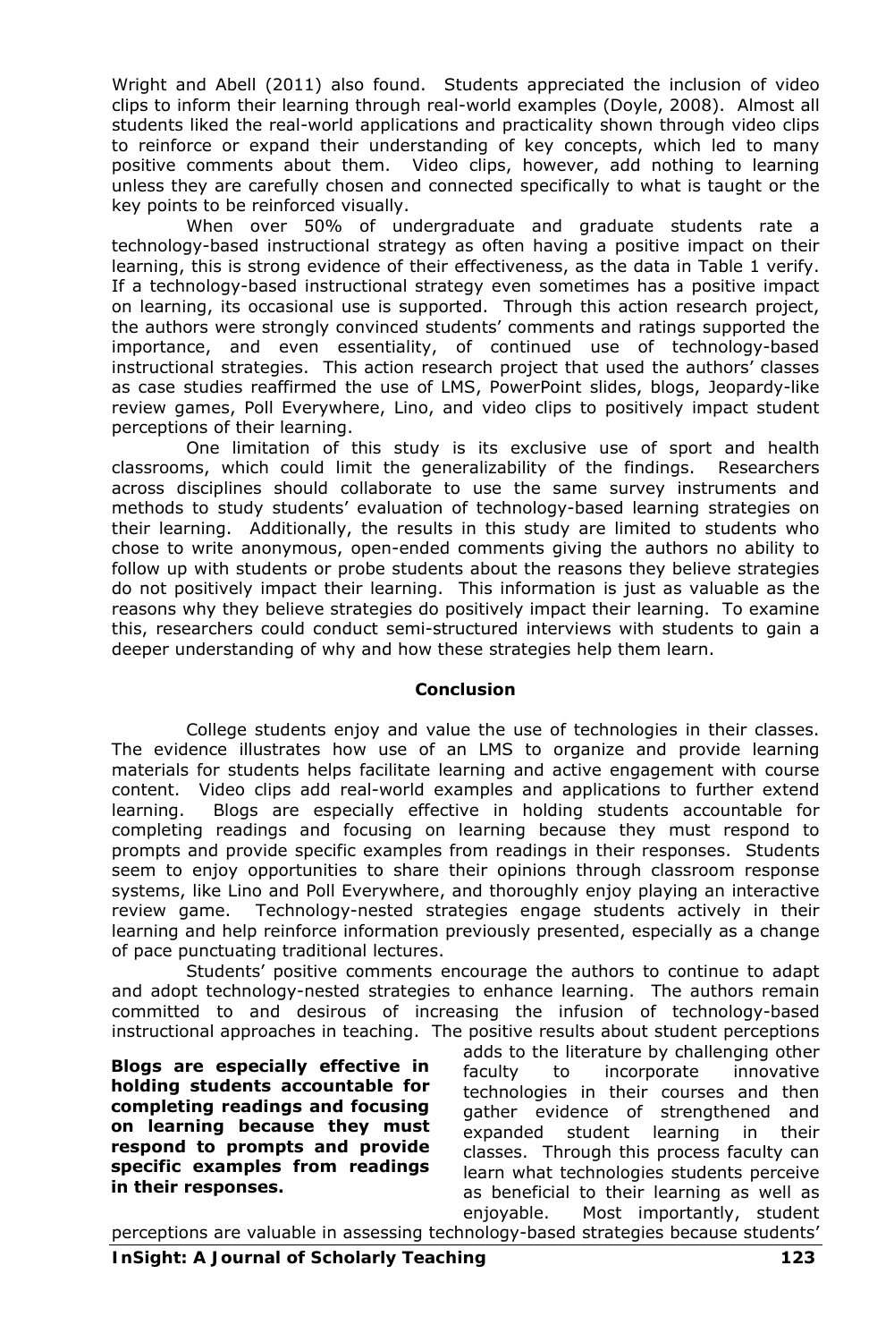Wright and Abell (2011) also found. Students appreciated the inclusion of video clips to inform their learning through real-world examples (Doyle, 2008). Almost all students liked the real-world applications and practicality shown through video clips to reinforce or expand their understanding of key concepts, which led to many positive comments about them. Video clips, however, add nothing to learning unless they are carefully chosen and connected specifically to what is taught or the key points to be reinforced visually.

When over 50% of undergraduate and graduate students rate a technology-based instructional strategy as often having a positive impact on their learning, this is strong evidence of their effectiveness, as the data in Table 1 verify. If a technology-based instructional strategy even sometimes has a positive impact on learning, its occasional use is supported. Through this action research project, the authors were strongly convinced students' comments and ratings supported the importance, and even essentiality, of continued use of technology-based instructional strategies. This action research project that used the authors' classes as case studies reaffirmed the use of LMS, PowerPoint slides, blogs, Jeopardy-like review games, Poll Everywhere, Lino, and video clips to positively impact student perceptions of their learning.

One limitation of this study is its exclusive use of sport and health classrooms, which could limit the generalizability of the findings. Researchers across disciplines should collaborate to use the same survey instruments and methods to study students' evaluation of technology-based learning strategies on their learning. Additionally, the results in this study are limited to students who chose to write anonymous, open-ended comments giving the authors no ability to follow up with students or probe students about the reasons they believe strategies do not positively impact their learning. This information is just as valuable as the reasons why they believe strategies do positively impact their learning. To examine this, researchers could conduct semi-structured interviews with students to gain a deeper understanding of why and how these strategies help them learn.

## Conclusion

College students enjoy and value the use of technologies in their classes. The evidence illustrates how use of an LMS to organize and provide learning materials for students helps facilitate learning and active engagement with course content. Video clips add real-world examples and applications to further extend learning. Blogs are especially effective in holding students accountable for completing readings and focusing on learning because they must respond to prompts and provide specific examples from readings in their responses. Students seem to enjoy opportunities to share their opinions through classroom response systems, like Lino and Poll Everywhere, and thoroughly enjoy playing an interactive review game. Technology-nested strategies engage students actively in their learning and help reinforce information previously presented, especially as a change of pace punctuating traditional lectures.

Students' positive comments encourage the authors to continue to adapt and adopt technology-nested strategies to enhance learning. The authors remain committed to and desirous of increasing the infusion of technology-based instructional approaches in teaching. The positive results about student perceptions adds to the literature by challenging other faculty to incorporate innovative technologies in their courses and then gather evidence of strengthened and expanded student learning in their classes. Through this process faculty can learn what technologies students perceive as beneficial to their learning as well as enjoyable. Most importantly, student perceptions are valuable in assessing technology-based strategies because students'

**Blogs are especially effective in holding students accountable for completing readings and focusing on learning because they must respond to prompts and provide specific examples from readings in their responses.**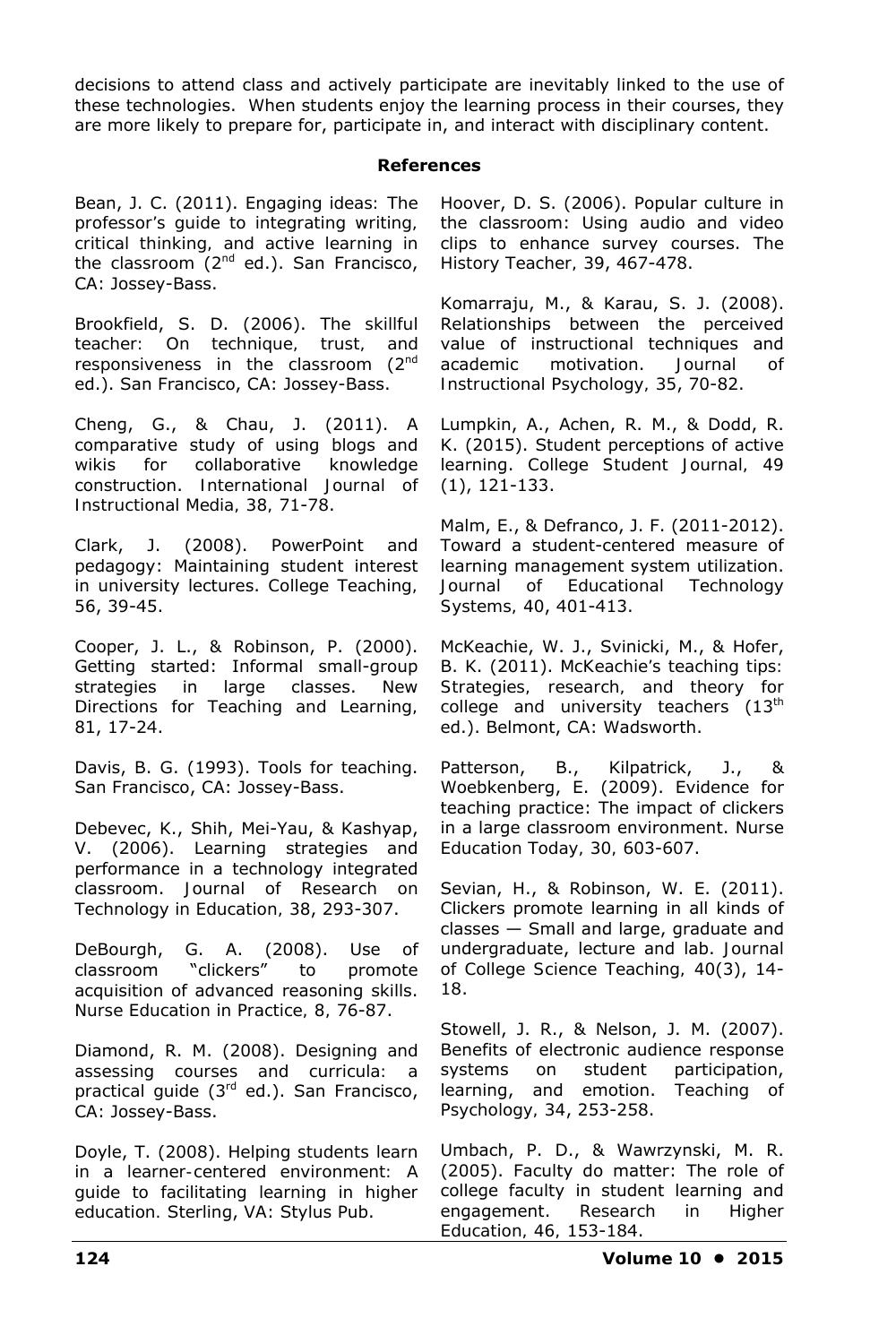decisions to attend class and actively participate are inevitably linked to the use of these technologies. When students enjoy the learning process in their courses, they are more likely to prepare for, participate in, and interact with disciplinary content.

## References

Bean, J. C. (2011). Engaging ideas: The professor's guide to integrating writing, critical thinking, and active learning in the classroom (2nd ed.). San Francisco, CA: Jossey-Bass.

Brookfield, S. D. (2006). The skillful teacher: On technique, trust, and responsiveness in the classroom (2nd ed.). San Francisco, CA: Jossey-Bass.

Cheng, G., & Chau, J. (2011). A comparative study of using blogs and wikis for collaborative knowledge construction. International Journal of Instructional Media, 38, 71-78.

Clark, J. (2008). PowerPoint and pedagogy: Maintaining student interest in university lectures. College Teaching, 56, 39-45.

Cooper, J. L., & Robinson, P. (2000). Getting started: Informal small-group strategies in large classes. New Directions for Teaching and Learning, 81, 17-24.

Davis, B. G. (1993). Tools for teaching. San Francisco, CA: Jossey-Bass.

Debevec, K., Shih, Mei-Yau, & Kashyap, V. (2006). Learning strategies and performance in a technology integrated classroom. Journal of Research on Technology in Education, 38, 293-307.

DeBourgh, G. A. (2008). Use of classroom "clickers" to promote acquisition of advanced reasoning skills. Nurse Education in Practice, 8, 76-87.

Diamond, R. M. (2008). Designing and assessing courses and curricula: a practical guide (3rd ed.). San Francisco, CA: Jossey-Bass.

Doyle, T. (2008). Helping students learn in a learner-centered environment: A guide to facilitating learning in higher education. Sterling, VA: Stylus Pub.

Hoover, D. S. (2006). Popular culture in the classroom: Using audio and video clips to enhance survey courses. The History Teacher, 39, 467-478.

Komarraju, M., & Karau, S. J. (2008). Relationships between the perceived value of instructional techniques and academic motivation. Journal of Instructional Psychology, 35, 70-82.

Lumpkin, A., Achen, R. M., & Dodd, R. K. (2015). Student perceptions of active learning. College Student Journal, 49 (1), 121-133.

Malm, E., & Defranco, J. F. (2011-2012). Toward a student-centered measure of learning management system utilization. Journal of Educational Technology Systems, 40, 401-413.

McKeachie, W. J., Svinicki, M., & Hofer, B. K. (2011). McKeachie's teaching tips: Strategies, research, and theory for college and university teachers (13th ed.). Belmont, CA: Wadsworth.

Patterson, B., Kilpatrick, J., & Woebkenberg, E. (2009). Evidence for teaching practice: The impact of clickers in a large classroom environment. Nurse Education Today, 30, 603-607.

Sevian, H., & Robinson, W. E. (2011). Clickers promote learning in all kinds of classes — Small and large, graduate and undergraduate, lecture and lab. Journal of College Science Teaching, 40(3), 14-18.

Stowell, J. R., & Nelson, J. M. (2007). Benefits of electronic audience response systems on student participation, learning, and emotion. Teaching of Psychology, 34, 253-258.

Umbach, P. D., & Wawrzynski, M. R. (2005). Faculty do matter: The role of college faculty in student learning and engagement. Research in Higher Education, 46, 153-184.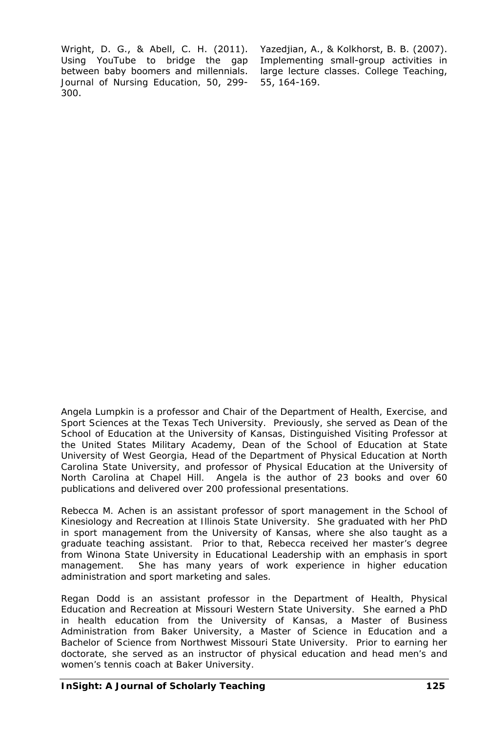Wright, D. G., & Abell, C. H. (2011). Using YouTube to bridge the gap between baby boomers and millennials. Journal of Nursing Education, 50, 299-300.

Yazedjian, A., & Kolkhorst, B. B. (2007). Implementing small-group activities in large lecture classes. College Teaching, 55, 164-169.

Angela Lumpkin is a professor and Chair of the Department of Health, Exercise, and Sport Sciences at the Texas Tech University. Previously, she served as Dean of the School of Education at the University of Kansas, Distinguished Visiting Professor at the United States Military Academy, Dean of the School of Education at State University of West Georgia, Head of the Department of Physical Education at North Carolina State University, and professor of Physical Education at the University of North Carolina at Chapel Hill. Angela is the author of 23 books and over 60 publications and delivered over 200 professional presentations.

Rebecca M. Achen is an assistant professor of sport management in the School of Kinesiology and Recreation at Illinois State University. She graduated with her PhD in sport management from the University of Kansas, where she also taught as a graduate teaching assistant. Prior to that, Rebecca received her master's degree from Winona State University in Educational Leadership with an emphasis in sport management. She has many years of work experience in higher education administration and sport marketing and sales.

Regan Dodd is an assistant professor in the Department of Health, Physical Education and Recreation at Missouri Western State University. She earned a PhD in health education from the University of Kansas, a Master of Business Administration from Baker University, a Master of Science in Education and a Bachelor of Science from Northwest Missouri State University. Prior to earning her doctorate, she served as an instructor of physical education and head men's and women's tennis coach at Baker University.